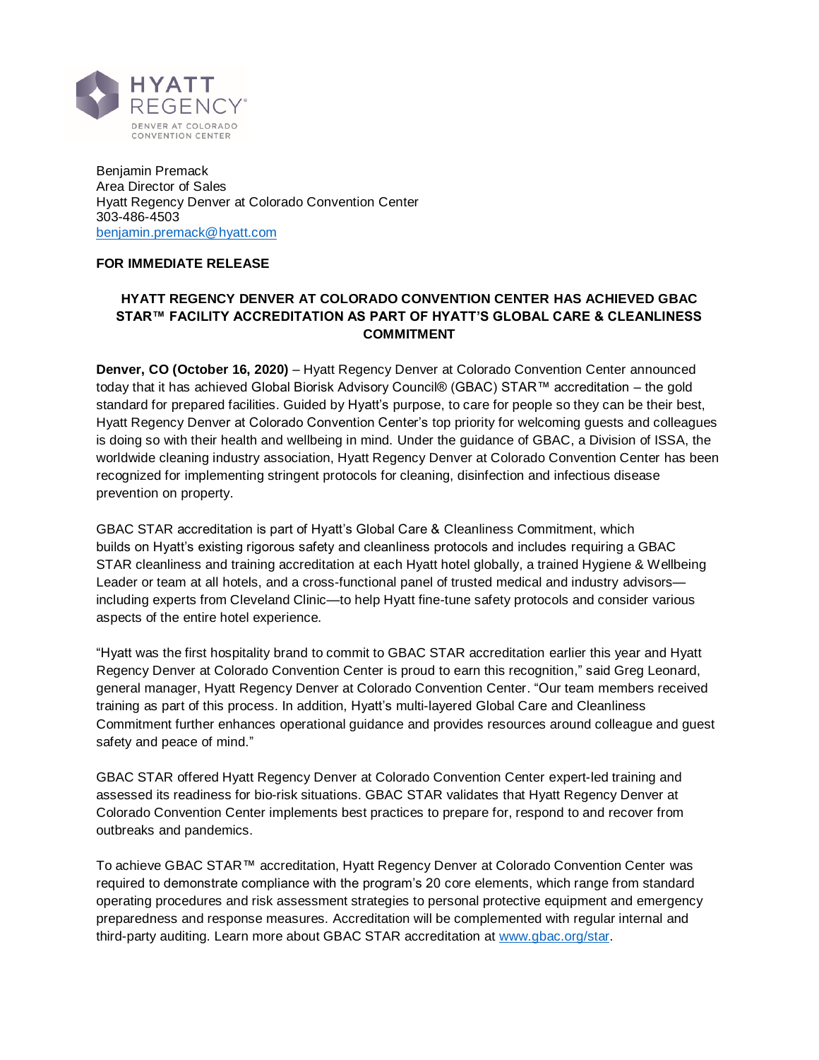HYATT REGENCY
DENVER AT COLORADO CONVENTION CENTER

Benjamin Premack
Area Director of Sales
Hyatt Regency Denver at Colorado Convention Center
303-486-4503
benjamin.premack@hyatt.com

**FOR IMMEDIATE RELEASE**

**HYATT REGENCY DENVER AT COLORADO CONVENTION CENTER HAS ACHIEVED GBAC STAR™ FACILITY ACCREDITATION AS PART OF HYATT'S GLOBAL CARE & CLEANLINESS COMMITMENT**

**Denver, CO (October 16, 2020)** – Hyatt Regency Denver at Colorado Convention Center announced today that it has achieved Global Biorisk Advisory Council® (GBAC) STAR™ accreditation – the gold standard for prepared facilities. Guided by Hyatt's purpose, to care for people so they can be their best, Hyatt Regency Denver at Colorado Convention Center's top priority for welcoming guests and colleagues is doing so with their health and wellbeing in mind. Under the guidance of GBAC, a Division of ISSA, the worldwide cleaning industry association, Hyatt Regency Denver at Colorado Convention Center has been recognized for implementing stringent protocols for cleaning, disinfection and infectious disease prevention on property.

GBAC STAR accreditation is part of Hyatt's Global Care & Cleanliness Commitment, which builds on Hyatt's existing rigorous safety and cleanliness protocols and includes requiring a GBAC STAR cleanliness and training accreditation at each Hyatt hotel globally, a trained Hygiene & Wellbeing Leader or team at all hotels, and a cross-functional panel of trusted medical and industry advisors—including experts from Cleveland Clinic—to help Hyatt fine-tune safety protocols and consider various aspects of the entire hotel experience.

"Hyatt was the first hospitality brand to commit to GBAC STAR accreditation earlier this year and Hyatt Regency Denver at Colorado Convention Center is proud to earn this recognition," said Greg Leonard, general manager, Hyatt Regency Denver at Colorado Convention Center. "Our team members received training as part of this process. In addition, Hyatt's multi-layered Global Care and Cleanliness Commitment further enhances operational guidance and provides resources around colleague and guest safety and peace of mind."

GBAC STAR offered Hyatt Regency Denver at Colorado Convention Center expert-led training and assessed its readiness for bio-risk situations. GBAC STAR validates that Hyatt Regency Denver at Colorado Convention Center implements best practices to prepare for, respond to and recover from outbreaks and pandemics.

To achieve GBAC STAR™ accreditation, Hyatt Regency Denver at Colorado Convention Center was required to demonstrate compliance with the program's 20 core elements, which range from standard operating procedures and risk assessment strategies to personal protective equipment and emergency preparedness and response measures. Accreditation will be complemented with regular internal and third-party auditing. Learn more about GBAC STAR accreditation at www.gbac.org/star.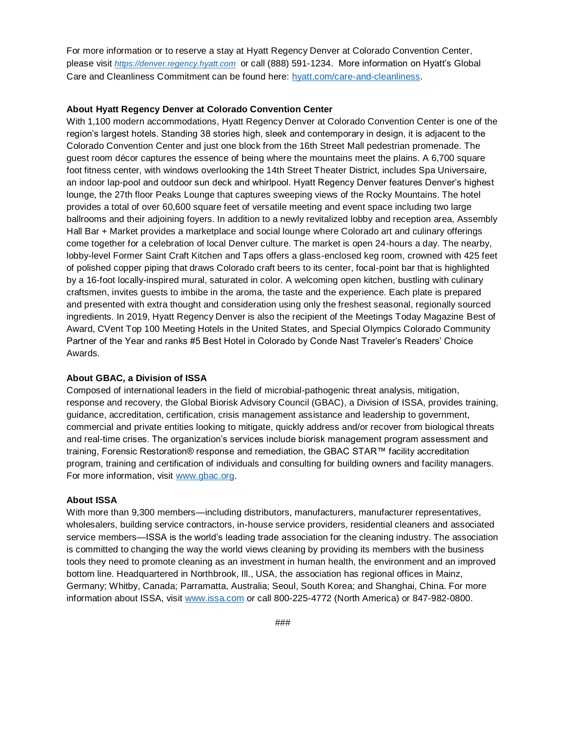For more information or to reserve a stay at Hyatt Regency Denver at Colorado Convention Center, please visit *https://denver.regency.hyatt.com* or call (888) 591-1234. More information on Hyatt's Global Care and Cleanliness Commitment can be found here: hyatt.com/care-and-cleanliness.

**About Hyatt Regency Denver at Colorado Convention Center**

With 1,100 modern accommodations, Hyatt Regency Denver at Colorado Convention Center is one of the region's largest hotels. Standing 38 stories high, sleek and contemporary in design, it is adjacent to the Colorado Convention Center and just one block from the 16th Street Mall pedestrian promenade. The guest room décor captures the essence of being where the mountains meet the plains. A 6,700 square foot fitness center, with windows overlooking the 14th Street Theater District, includes Spa Universaire, an indoor lap-pool and outdoor sun deck and whirlpool. Hyatt Regency Denver features Denver's highest lounge, the 27th floor Peaks Lounge that captures sweeping views of the Rocky Mountains. The hotel provides a total of over 60,600 square feet of versatile meeting and event space including two large ballrooms and their adjoining foyers. In addition to a newly revitalized lobby and reception area, Assembly Hall Bar + Market provides a marketplace and social lounge where Colorado art and culinary offerings come together for a celebration of local Denver culture. The market is open 24-hours a day. The nearby, lobby-level Former Saint Craft Kitchen and Taps offers a glass-enclosed keg room, crowned with 425 feet of polished copper piping that draws Colorado craft beers to its center, focal-point bar that is highlighted by a 16-foot locally-inspired mural, saturated in color. A welcoming open kitchen, bustling with culinary craftsmen, invites guests to imbibe in the aroma, the taste and the experience. Each plate is prepared and presented with extra thought and consideration using only the freshest seasonal, regionally sourced ingredients. In 2019, Hyatt Regency Denver is also the recipient of the Meetings Today Magazine Best of Award, CVent Top 100 Meeting Hotels in the United States, and Special Olympics Colorado Community Partner of the Year and ranks #5 Best Hotel in Colorado by Conde Nast Traveler's Readers' Choice Awards.

**About GBAC, a Division of ISSA**

Composed of international leaders in the field of microbial-pathogenic threat analysis, mitigation, response and recovery, the Global Biorisk Advisory Council (GBAC), a Division of ISSA, provides training, guidance, accreditation, certification, crisis management assistance and leadership to government, commercial and private entities looking to mitigate, quickly address and/or recover from biological threats and real-time crises. The organization's services include biorisk management program assessment and training, Forensic Restoration® response and remediation, the GBAC STAR™ facility accreditation program, training and certification of individuals and consulting for building owners and facility managers. For more information, visit www.gbac.org.

**About ISSA**

With more than 9,300 members—including distributors, manufacturers, manufacturer representatives, wholesalers, building service contractors, in-house service providers, residential cleaners and associated service members—ISSA is the world's leading trade association for the cleaning industry. The association is committed to changing the way the world views cleaning by providing its members with the business tools they need to promote cleaning as an investment in human health, the environment and an improved bottom line. Headquartered in Northbrook, Ill., USA, the association has regional offices in Mainz, Germany; Whitby, Canada; Parramatta, Australia; Seoul, South Korea; and Shanghai, China. For more information about ISSA, visit www.issa.com or call 800-225-4772 (North America) or 847-982-0800.

###